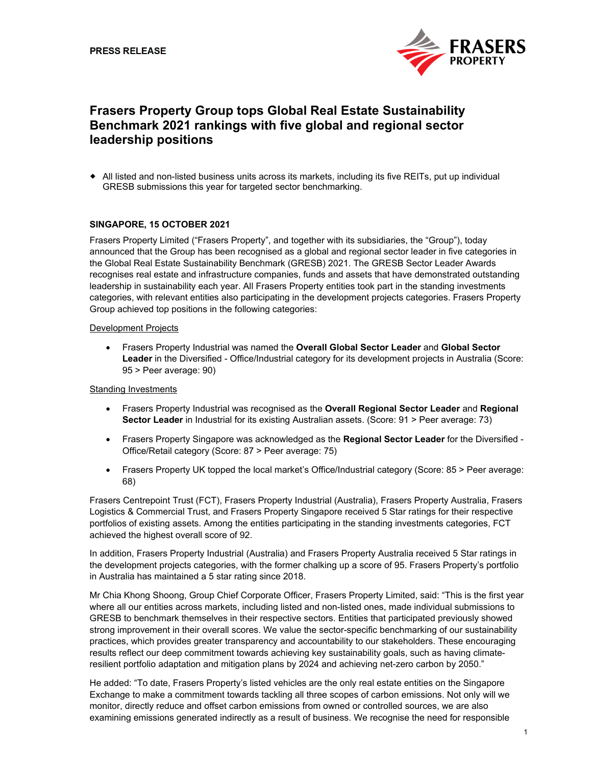**PRESS RELEASE**

# Frasers Property Group tops Global Real Estate Sustainability Benchmark 2021 rankings with five global and regional sector leadership positions

- All listed and non-listed business units across its markets, including its five REITs, put up individual GRESB submissions this year for targeted sector benchmarking.

**SINGAPORE, 15 OCTOBER 2021**

Frasers Property Limited ("Frasers Property", and together with its subsidiaries, the "Group"), today announced that the Group has been recognised as a global and regional sector leader in five categories in the Global Real Estate Sustainability Benchmark (GRESB) 2021. The GRESB Sector Leader Awards recognises real estate and infrastructure companies, funds and assets that have demonstrated outstanding leadership in sustainability each year. All Frasers Property entities took part in the standing investments categories, with relevant entities also participating in the development projects categories. Frasers Property Group achieved top positions in the following categories:

Development Projects

- Frasers Property Industrial was named the **Overall Global Sector Leader** and **Global Sector Leader** in the Diversified - Office/Industrial category for its development projects in Australia (Score: 95 > Peer average: 90)

Standing Investments

- Frasers Property Industrial was recognised as the **Overall Regional Sector Leader** and **Regional Sector Leader** in Industrial for its existing Australian assets. (Score: 91 > Peer average: 73)
- Frasers Property Singapore was acknowledged as the **Regional Sector Leader** for the Diversified - Office/Retail category (Score: 87 > Peer average: 75)
- Frasers Property UK topped the local market's Office/Industrial category (Score: 85 > Peer average: 68)

Frasers Centrepoint Trust (FCT), Frasers Property Industrial (Australia), Frasers Property Australia, Frasers Logistics & Commercial Trust, and Frasers Property Singapore received 5 Star ratings for their respective portfolios of existing assets. Among the entities participating in the standing investments categories, FCT achieved the highest overall score of 92.

In addition, Frasers Property Industrial (Australia) and Frasers Property Australia received 5 Star ratings in the development projects categories, with the former chalking up a score of 95. Frasers Property's portfolio in Australia has maintained a 5 star rating since 2018.

Mr Chia Khong Shoong, Group Chief Corporate Officer, Frasers Property Limited, said: "This is the first year where all our entities across markets, including listed and non-listed ones, made individual submissions to GRESB to benchmark themselves in their respective sectors. Entities that participated previously showed strong improvement in their overall scores. We value the sector-specific benchmarking of our sustainability practices, which provides greater transparency and accountability to our stakeholders. These encouraging results reflect our deep commitment towards achieving key sustainability goals, such as having climate-resilient portfolio adaptation and mitigation plans by 2024 and achieving net-zero carbon by 2050."

He added: "To date, Frasers Property's listed vehicles are the only real estate entities on the Singapore Exchange to make a commitment towards tackling all three scopes of carbon emissions. Not only will we monitor, directly reduce and offset carbon emissions from owned or controlled sources, we are also examining emissions generated indirectly as a result of business. We recognise the need for responsible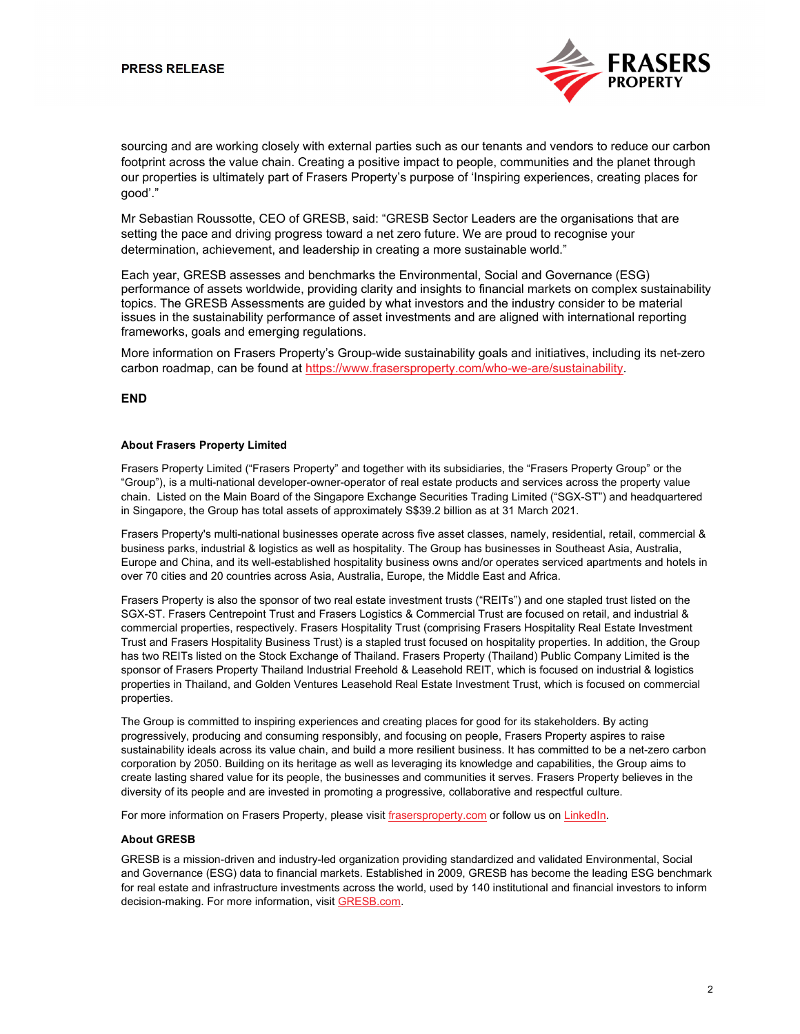sourcing and are working closely with external parties such as our tenants and vendors to reduce our carbon footprint across the value chain. Creating a positive impact to people, communities and the planet through our properties is ultimately part of Frasers Property's purpose of 'Inspiring experiences, creating places for good'."

Mr Sebastian Roussotte, CEO of GRESB, said: "GRESB Sector Leaders are the organisations that are setting the pace and driving progress toward a net zero future. We are proud to recognise your determination, achievement, and leadership in creating a more sustainable world."

Each year, GRESB assesses and benchmarks the Environmental, Social and Governance (ESG) performance of assets worldwide, providing clarity and insights to financial markets on complex sustainability topics. The GRESB Assessments are guided by what investors and the industry consider to be material issues in the sustainability performance of asset investments and are aligned with international reporting frameworks, goals and emerging regulations.

More information on Frasers Property's Group-wide sustainability goals and initiatives, including its net-zero carbon roadmap, can be found at [https://www.frasersproperty.com/who-we-are/sustainability](https://www.frasersproperty.com/who-we-are/sustainability).

**END**

**About Frasers Property Limited**

Frasers Property Limited ("Frasers Property" and together with its subsidiaries, the "Frasers Property Group" or the "Group"), is a multi-national developer-owner-operator of real estate products and services across the property value chain. Listed on the Main Board of the Singapore Exchange Securities Trading Limited ("SGX-ST") and headquartered in Singapore, the Group has total assets of approximately S$39.2 billion as at 31 March 2021.

Frasers Property's multi-national businesses operate across five asset classes, namely, residential, retail, commercial & business parks, industrial & logistics as well as hospitality. The Group has businesses in Southeast Asia, Australia, Europe and China, and its well-established hospitality business owns and/or operates serviced apartments and hotels in over 70 cities and 20 countries across Asia, Australia, Europe, the Middle East and Africa.

Frasers Property is also the sponsor of two real estate investment trusts ("REITs") and one stapled trust listed on the SGX-ST. Frasers Centrepoint Trust and Frasers Logistics & Commercial Trust are focused on retail, and industrial & commercial properties, respectively. Frasers Hospitality Trust (comprising Frasers Hospitality Real Estate Investment Trust and Frasers Hospitality Business Trust) is a stapled trust focused on hospitality properties. In addition, the Group has two REITs listed on the Stock Exchange of Thailand. Frasers Property (Thailand) Public Company Limited is the sponsor of Frasers Property Thailand Industrial Freehold & Leasehold REIT, which is focused on industrial & logistics properties in Thailand, and Golden Ventures Leasehold Real Estate Investment Trust, which is focused on commercial properties.

The Group is committed to inspiring experiences and creating places for good for its stakeholders. By acting progressively, producing and consuming responsibly, and focusing on people, Frasers Property aspires to raise sustainability ideals across its value chain, and build a more resilient business. It has committed to be a net-zero carbon corporation by 2050. Building on its heritage as well as leveraging its knowledge and capabilities, the Group aims to create lasting shared value for its people, the businesses and communities it serves. Frasers Property believes in the diversity of its people and are invested in promoting a progressive, collaborative and respectful culture.

For more information on Frasers Property, please visit [frasersproperty.com](https://www.frasersproperty.com) or follow us on [LinkedIn](https://www.linkedin.com).

**About GRESB**

GRESB is a mission-driven and industry-led organization providing standardized and validated Environmental, Social and Governance (ESG) data to financial markets. Established in 2009, GRESB has become the leading ESG benchmark for real estate and infrastructure investments across the world, used by 140 institutional and financial investors to inform decision-making. For more information, visit [GRESB.com](https://www.gresb.com).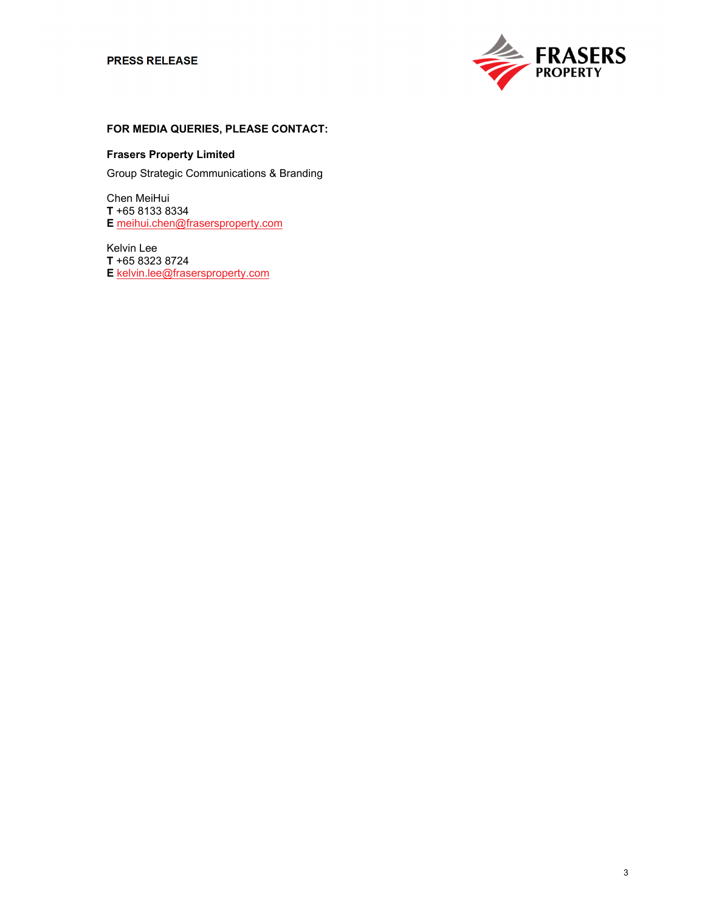**FOR MEDIA QUERIES, PLEASE CONTACT:**

**Frasers Property Limited**

Group Strategic Communications & Branding

Chen MeiHui
**T** +65 8133 8334
**E** meihui.chen@frasersproperty.com

Kelvin Lee
**T** +65 8323 8724
**E** kelvin.lee@frasersproperty.com